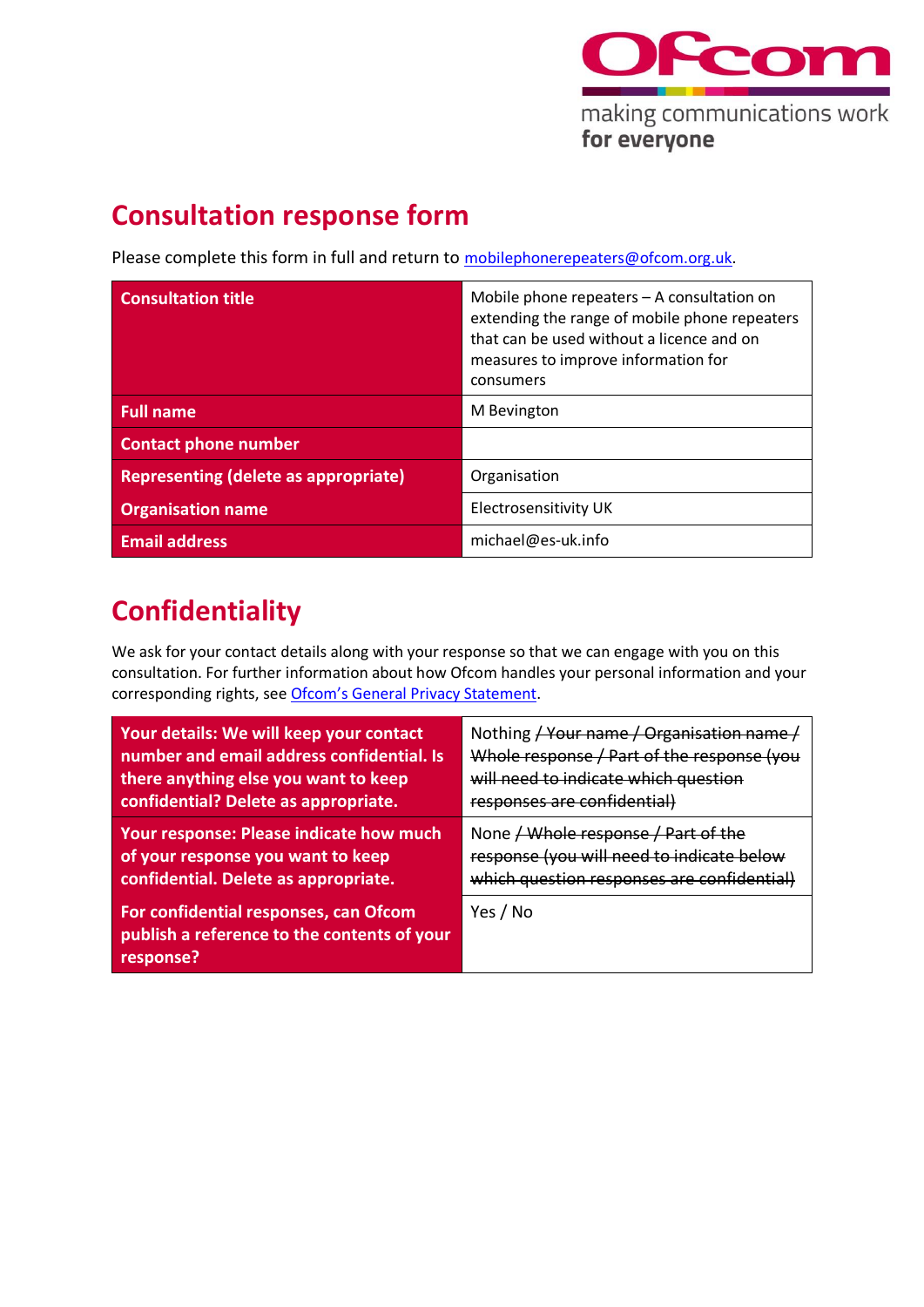# Consultation response form

Please complete this form in full and return to mobilephonerepeaters@ofcom.org.uk.

| Consultation title | Mobile phone repeaters – A consultation on extending the range of mobile phone repeaters that can be used without a licence and on measures to improve information for consumers |
|---|---|
| Full name | M Bevington |
| Contact phone number | |
| Representing (delete as appropriate) | Organisation |
| Organisation name | Electrosensitivity UK |
| Email address | michael@es-uk.info |

# Confidentiality

We ask for your contact details along with your response so that we can engage with you on this consultation. For further information about how Ofcom handles your personal information and your corresponding rights, see Ofcom's General Privacy Statement.

| Your details: We will keep your contact number and email address confidential. Is there anything else you want to keep confidential? Delete as appropriate. | Nothing ~~/ Your name / Organisation name / Whole response / Part of the response (you will need to indicate which question responses are confidential)~~ |
|---|---|
| Your response: Please indicate how much of your response you want to keep confidential. Delete as appropriate. | None ~~/ Whole response / Part of the response (you will need to indicate below which question responses are confidential)~~ |
| For confidential responses, can Ofcom publish a reference to the contents of your response? | Yes / No |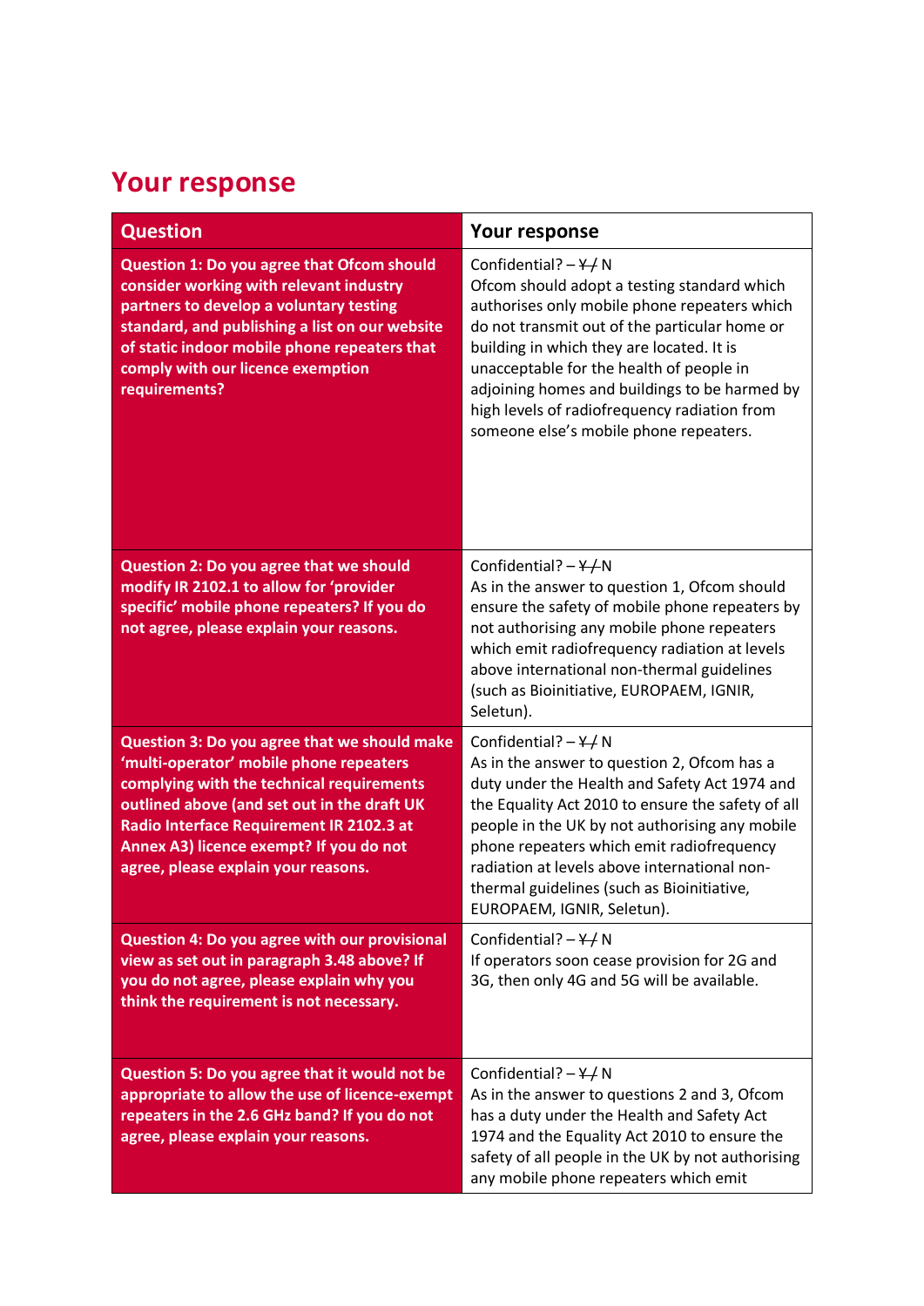## Your response

| Question | Your response |
| --- | --- |
| **Question 1: Do you agree that Ofcom should consider working with relevant industry partners to develop a voluntary testing standard, and publishing a list on our website of static indoor mobile phone repeaters that comply with our licence exemption requirements?** | Confidential? – ~~Y /~~ N<br>Ofcom should adopt a testing standard which authorises only mobile phone repeaters which do not transmit out of the particular home or building in which they are located. It is unacceptable for the health of people in adjoining homes and buildings to be harmed by high levels of radiofrequency radiation from someone else's mobile phone repeaters. |
| **Question 2: Do you agree that we should modify IR 2102.1 to allow for 'provider specific' mobile phone repeaters? If you do not agree, please explain your reasons.** | Confidential? – ~~Y /~~N<br>As in the answer to question 1, Ofcom should ensure the safety of mobile phone repeaters by not authorising any mobile phone repeaters which emit radiofrequency radiation at levels above international non-thermal guidelines (such as Bioinitiative, EUROPAEM, IGNIR, Seletun). |
| **Question 3: Do you agree that we should make 'multi-operator' mobile phone repeaters complying with the technical requirements outlined above (and set out in the draft UK Radio Interface Requirement IR 2102.3 at Annex A3) licence exempt? If you do not agree, please explain your reasons.** | Confidential? – ~~Y /~~ N<br>As in the answer to question 2, Ofcom has a duty under the Health and Safety Act 1974 and the Equality Act 2010 to ensure the safety of all people in the UK by not authorising any mobile phone repeaters which emit radiofrequency radiation at levels above international non-thermal guidelines (such as Bioinitiative, EUROPAEM, IGNIR, Seletun). |
| **Question 4: Do you agree with our provisional view as set out in paragraph 3.48 above? If you do not agree, please explain why you think the requirement is not necessary.** | Confidential? – ~~Y /~~ N<br>If operators soon cease provision for 2G and 3G, then only 4G and 5G will be available. |
| **Question 5: Do you agree that it would not be appropriate to allow the use of licence-exempt repeaters in the 2.6 GHz band? If you do not agree, please explain your reasons.** | Confidential? – ~~Y /~~ N<br>As in the answer to questions 2 and 3, Ofcom has a duty under the Health and Safety Act 1974 and the Equality Act 2010 to ensure the safety of all people in the UK by not authorising any mobile phone repeaters which emit |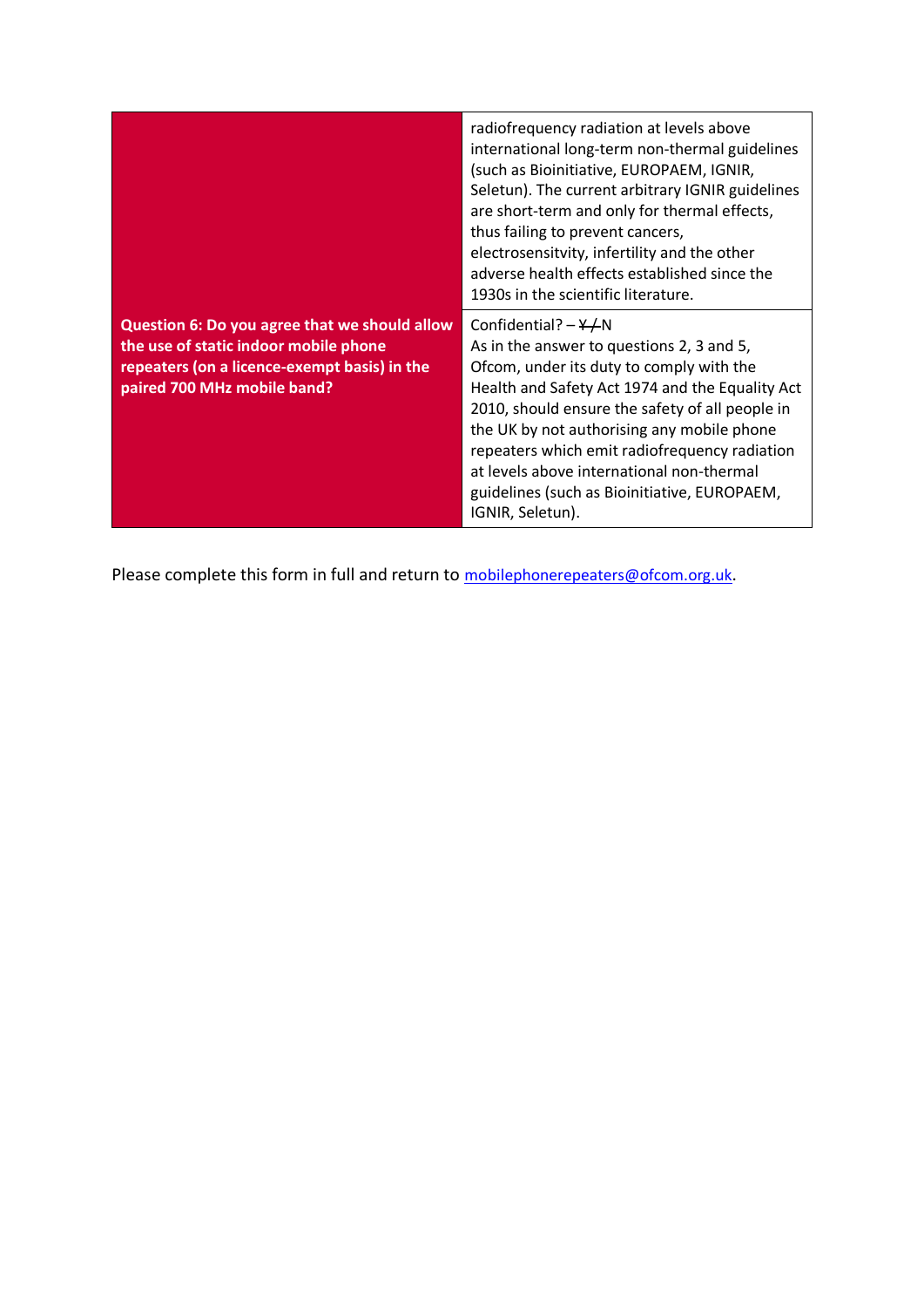| | |
|---|---|
| | radiofrequency radiation at levels above international long-term non-thermal guidelines (such as Bioinitiative, EUROPAEM, IGNIR, Seletun). The current arbitrary IGNIR guidelines are short-term and only for thermal effects, thus failing to prevent cancers, electrosensitvity, infertility and the other adverse health effects established since the 1930s in the scientific literature. |
| **Question 6: Do you agree that we should allow the use of static indoor mobile phone repeaters (on a licence-exempt basis) in the paired 700 MHz mobile band?** | Confidential? – ~~Y/~~N<br>As in the answer to questions 2, 3 and 5, Ofcom, under its duty to comply with the Health and Safety Act 1974 and the Equality Act 2010, should ensure the safety of all people in the UK by not authorising any mobile phone repeaters which emit radiofrequency radiation at levels above international non-thermal guidelines (such as Bioinitiative, EUROPAEM, IGNIR, Seletun). |

Please complete this form in full and return to mobilephonerepeaters@ofcom.org.uk.